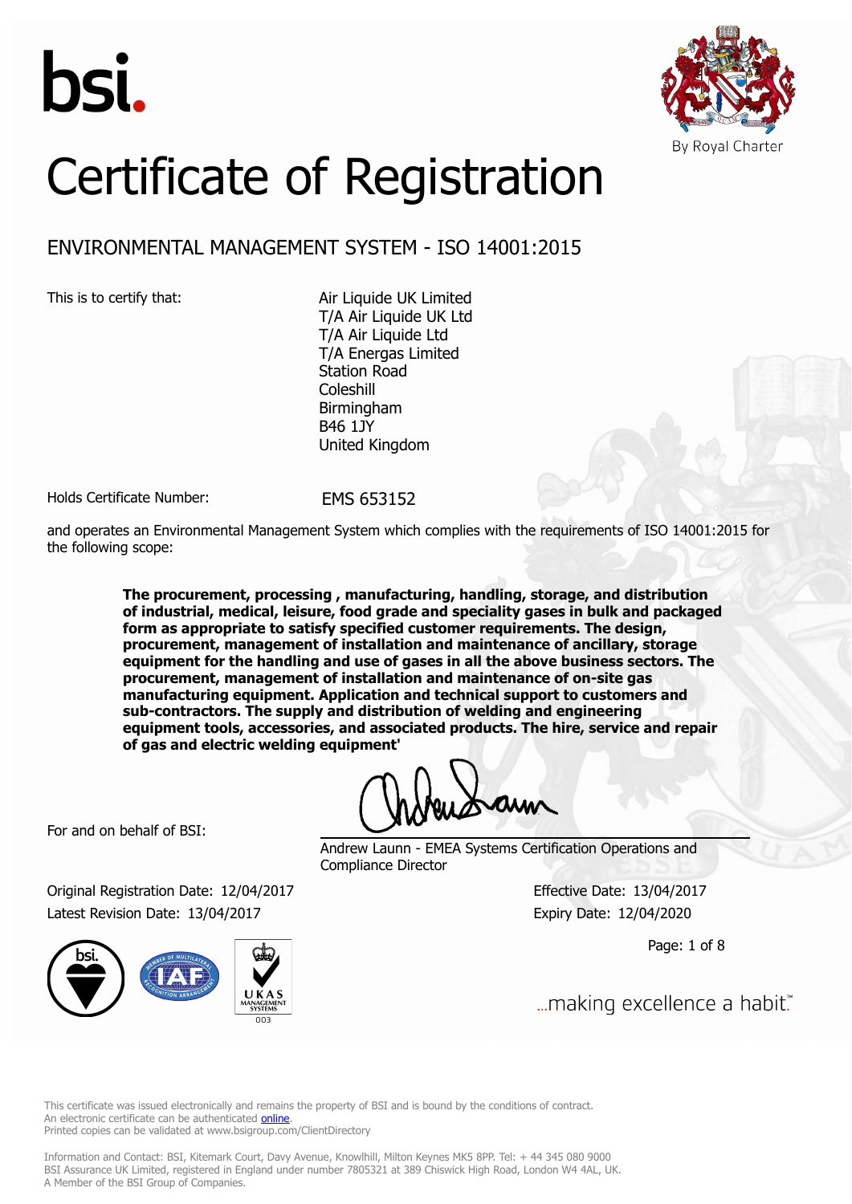bsi.

By Royal Charter

# Certificate of Registration

## ENVIRONMENTAL MANAGEMENT SYSTEM - ISO 14001:2015

This is to certify that:

Air Liquide UK Limited
T/A Air Liquide UK Ltd
T/A Air Liquide Ltd
T/A Energas Limited
Station Road
Coleshill
Birmingham
B46 1JY
United Kingdom

Holds Certificate Number: EMS 653152

and operates an Environmental Management System which complies with the requirements of ISO 14001:2015 for the following scope:

**The procurement, processing , manufacturing, handling, storage, and distribution of industrial, medical, leisure, food grade and speciality gases in bulk and packaged form as appropriate to satisfy specified customer requirements. The design, procurement, management of installation and maintenance of ancillary, storage equipment for the handling and use of gases in all the above business sectors. The procurement, management of installation and maintenance of on-site gas manufacturing equipment. Application and technical support to customers and sub-contractors. The supply and distribution of welding and engineering equipment tools, accessories, and associated products. The hire, service and repair of gas and electric welding equipment'**

For and on behalf of BSI:

Andrew Launn - EMEA Systems Certification Operations and Compliance Director

Original Registration Date: 12/04/2017
Latest Revision Date: 13/04/2017

Effective Date: 13/04/2017
Expiry Date: 12/04/2020

...making excellence a habit.™

This certificate was issued electronically and remains the property of BSI and is bound by the conditions of contract.
An electronic certificate can be authenticated online.
Printed copies can be validated at www.bsigroup.com/ClientDirectory

Information and Contact: BSI, Kitemark Court, Davy Avenue, Knowlhill, Milton Keynes MK5 8PP. Tel: + 44 345 080 9000
BSI Assurance UK Limited, registered in England under number 7805321 at 389 Chiswick High Road, London W4 4AL, UK.
A Member of the BSI Group of Companies.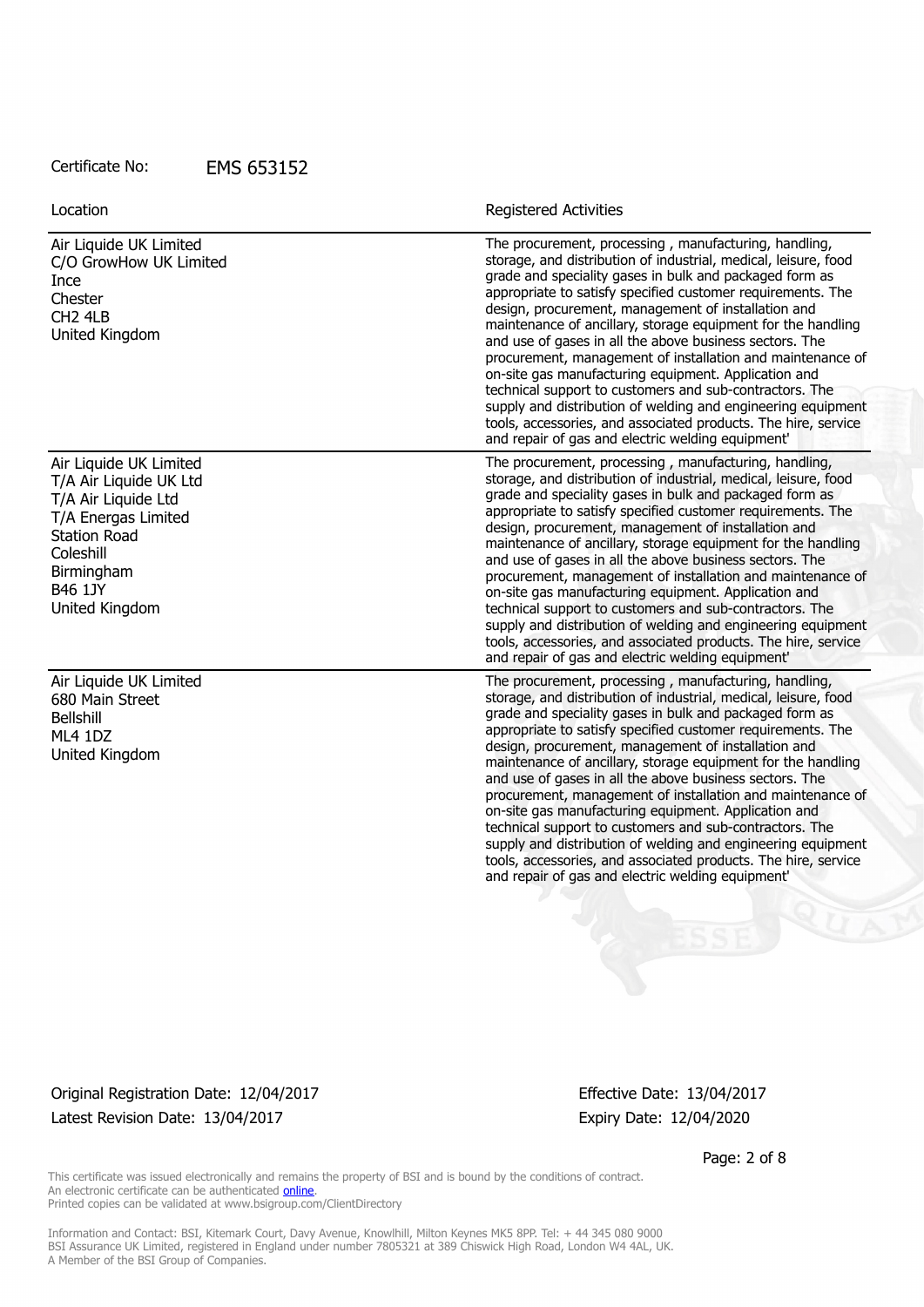Certificate No: EMS 653152

| Location | Registered Activities |
| --- | --- |
| Air Liquide UK Limited<br>C/O GrowHow UK Limited<br>Ince<br>Chester<br>CH2 4LB<br>United Kingdom | The procurement, processing , manufacturing, handling, storage, and distribution of industrial, medical, leisure, food grade and speciality gases in bulk and packaged form as appropriate to satisfy specified customer requirements. The design, procurement, management of installation and maintenance of ancillary, storage equipment for the handling and use of gases in all the above business sectors. The procurement, management of installation and maintenance of on-site gas manufacturing equipment. Application and technical support to customers and sub-contractors. The supply and distribution of welding and engineering equipment tools, accessories, and associated products. The hire, service and repair of gas and electric welding equipment' |
| Air Liquide UK Limited<br>T/A Air Liquide UK Ltd<br>T/A Air Liquide Ltd<br>T/A Energas Limited<br>Station Road<br>Coleshill<br>Birmingham<br>B46 1JY<br>United Kingdom | The procurement, processing , manufacturing, handling, storage, and distribution of industrial, medical, leisure, food grade and speciality gases in bulk and packaged form as appropriate to satisfy specified customer requirements. The design, procurement, management of installation and maintenance of ancillary, storage equipment for the handling and use of gases in all the above business sectors. The procurement, management of installation and maintenance of on-site gas manufacturing equipment. Application and technical support to customers and sub-contractors. The supply and distribution of welding and engineering equipment tools, accessories, and associated products. The hire, service and repair of gas and electric welding equipment' |
| Air Liquide UK Limited<br>680 Main Street<br>Bellshill<br>ML4 1DZ<br>United Kingdom | The procurement, processing , manufacturing, handling, storage, and distribution of industrial, medical, leisure, food grade and speciality gases in bulk and packaged form as appropriate to satisfy specified customer requirements. The design, procurement, management of installation and maintenance of ancillary, storage equipment for the handling and use of gases in all the above business sectors. The procurement, management of installation and maintenance of on-site gas manufacturing equipment. Application and technical support to customers and sub-contractors. The supply and distribution of welding and engineering equipment tools, accessories, and associated products. The hire, service and repair of gas and electric welding equipment' |

Original Registration Date: 12/04/2017
Latest Revision Date: 13/04/2017

Effective Date: 13/04/2017
Expiry Date: 12/04/2020

This certificate was issued electronically and remains the property of BSI and is bound by the conditions of contract.
An electronic certificate can be authenticated online.
Printed copies can be validated at www.bsigroup.com/ClientDirectory

Information and Contact: BSI, Kitemark Court, Davy Avenue, Knowlhill, Milton Keynes MK5 8PP. Tel: + 44 345 080 9000
BSI Assurance UK Limited, registered in England under number 7805321 at 389 Chiswick High Road, London W4 4AL, UK.
A Member of the BSI Group of Companies.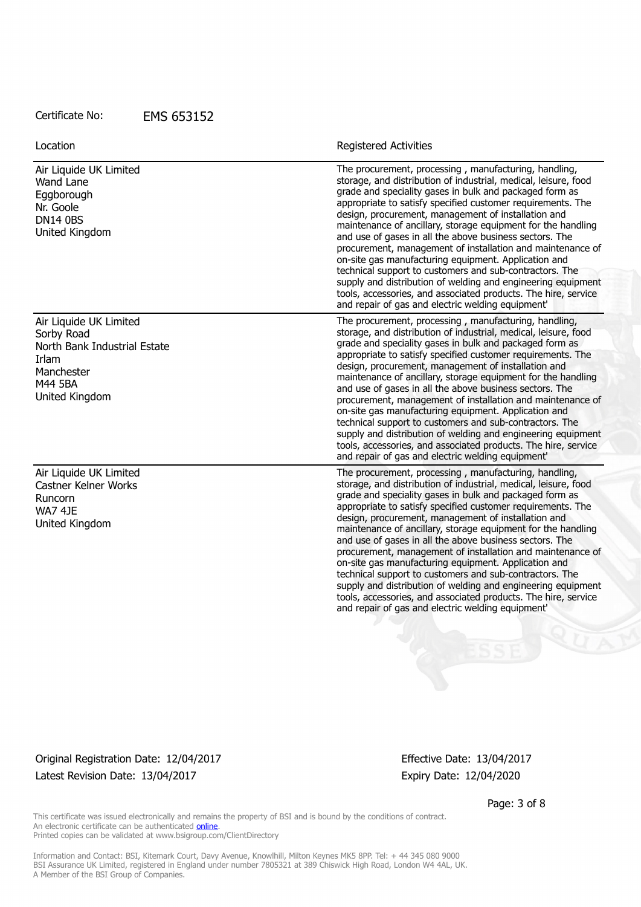Certificate No: EMS 653152

| Location | Registered Activities |
| --- | --- |
| Air Liquide UK Limited<br>Wand Lane<br>Eggborough<br>Nr. Goole<br>DN14 0BS<br>United Kingdom | The procurement, processing , manufacturing, handling, storage, and distribution of industrial, medical, leisure, food grade and speciality gases in bulk and packaged form as appropriate to satisfy specified customer requirements. The design, procurement, management of installation and maintenance of ancillary, storage equipment for the handling and use of gases in all the above business sectors. The procurement, management of installation and maintenance of on-site gas manufacturing equipment. Application and technical support to customers and sub-contractors. The supply and distribution of welding and engineering equipment tools, accessories, and associated products. The hire, service and repair of gas and electric welding equipment' |
| Air Liquide UK Limited<br>Sorby Road<br>North Bank Industrial Estate<br>Irlam<br>Manchester<br>M44 5BA<br>United Kingdom | The procurement, processing , manufacturing, handling, storage, and distribution of industrial, medical, leisure, food grade and speciality gases in bulk and packaged form as appropriate to satisfy specified customer requirements. The design, procurement, management of installation and maintenance of ancillary, storage equipment for the handling and use of gases in all the above business sectors. The procurement, management of installation and maintenance of on-site gas manufacturing equipment. Application and technical support to customers and sub-contractors. The supply and distribution of welding and engineering equipment tools, accessories, and associated products. The hire, service and repair of gas and electric welding equipment' |
| Air Liquide UK Limited<br>Castner Kelner Works<br>Runcorn<br>WA7 4JE<br>United Kingdom | The procurement, processing , manufacturing, handling, storage, and distribution of industrial, medical, leisure, food grade and speciality gases in bulk and packaged form as appropriate to satisfy specified customer requirements. The design, procurement, management of installation and maintenance of ancillary, storage equipment for the handling and use of gases in all the above business sectors. The procurement, management of installation and maintenance of on-site gas manufacturing equipment. Application and technical support to customers and sub-contractors. The supply and distribution of welding and engineering equipment tools, accessories, and associated products. The hire, service and repair of gas and electric welding equipment' |

Original Registration Date: 12/04/2017
Latest Revision Date: 13/04/2017

Effective Date: 13/04/2017
Expiry Date: 12/04/2020

This certificate was issued electronically and remains the property of BSI and is bound by the conditions of contract.
An electronic certificate can be authenticated online.
Printed copies can be validated at www.bsigroup.com/ClientDirectory

Information and Contact: BSI, Kitemark Court, Davy Avenue, Knowlhill, Milton Keynes MK5 8PP. Tel: + 44 345 080 9000
BSI Assurance UK Limited, registered in England under number 7805321 at 389 Chiswick High Road, London W4 4AL, UK.
A Member of the BSI Group of Companies.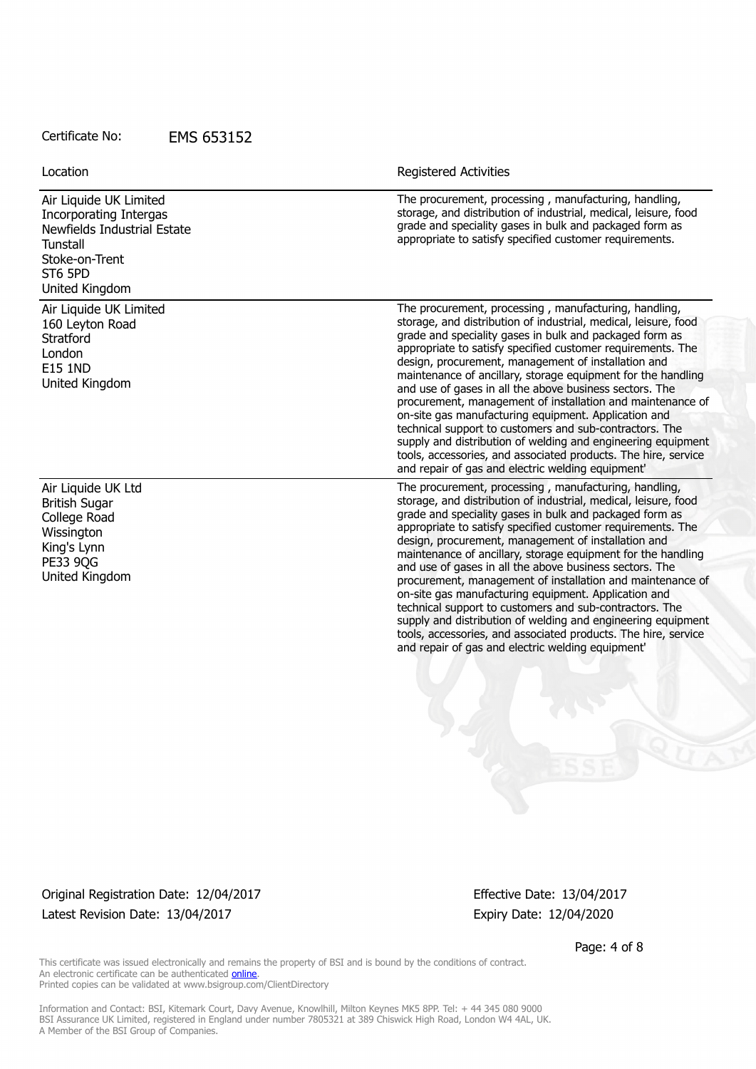Certificate No: EMS 653152

| Location | Registered Activities |
| --- | --- |
| Air Liquide UK Limited<br>Incorporating Intergas<br>Newfields Industrial Estate<br>Tunstall<br>Stoke-on-Trent<br>ST6 5PD<br>United Kingdom | The procurement, processing , manufacturing, handling, storage, and distribution of industrial, medical, leisure, food grade and speciality gases in bulk and packaged form as appropriate to satisfy specified customer requirements. |
| Air Liquide UK Limited<br>160 Leyton Road<br>Stratford<br>London<br>E15 1ND<br>United Kingdom | The procurement, processing , manufacturing, handling, storage, and distribution of industrial, medical, leisure, food grade and speciality gases in bulk and packaged form as appropriate to satisfy specified customer requirements. The design, procurement, management of installation and maintenance of ancillary, storage equipment for the handling and use of gases in all the above business sectors. The procurement, management of installation and maintenance of on-site gas manufacturing equipment. Application and technical support to customers and sub-contractors. The supply and distribution of welding and engineering equipment tools, accessories, and associated products. The hire, service and repair of gas and electric welding equipment' |
| Air Liquide UK Ltd<br>British Sugar<br>College Road<br>Wissington<br>King's Lynn<br>PE33 9QG<br>United Kingdom | The procurement, processing , manufacturing, handling, storage, and distribution of industrial, medical, leisure, food grade and speciality gases in bulk and packaged form as appropriate to satisfy specified customer requirements. The design, procurement, management of installation and maintenance of ancillary, storage equipment for the handling and use of gases in all the above business sectors. The procurement, management of installation and maintenance of on-site gas manufacturing equipment. Application and technical support to customers and sub-contractors. The supply and distribution of welding and engineering equipment tools, accessories, and associated products. The hire, service and repair of gas and electric welding equipment' |

Original Registration Date: 12/04/2017
Latest Revision Date: 13/04/2017

Effective Date: 13/04/2017
Expiry Date: 12/04/2020

This certificate was issued electronically and remains the property of BSI and is bound by the conditions of contract.
An electronic certificate can be authenticated online.
Printed copies can be validated at www.bsigroup.com/ClientDirectory

Information and Contact: BSI, Kitemark Court, Davy Avenue, Knowlhill, Milton Keynes MK5 8PP. Tel: + 44 345 080 9000
BSI Assurance UK Limited, registered in England under number 7805321 at 389 Chiswick High Road, London W4 4AL, UK.
A Member of the BSI Group of Companies.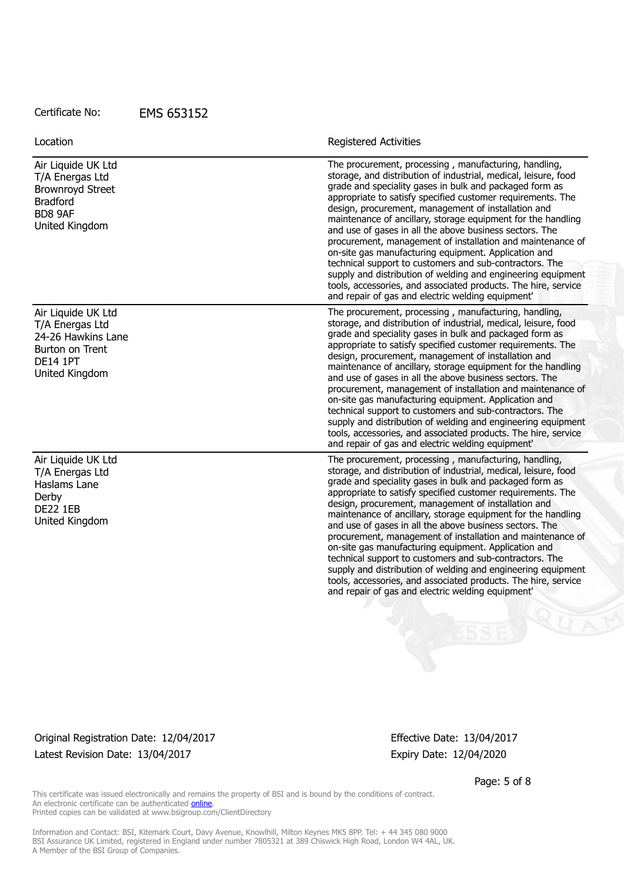Certificate No: EMS 653152

| Location | Registered Activities |
| --- | --- |
| Air Liquide UK Ltd<br>T/A Energas Ltd<br>Brownroyd Street<br>Bradford<br>BD8 9AF<br>United Kingdom | The procurement, processing , manufacturing, handling, storage, and distribution of industrial, medical, leisure, food grade and speciality gases in bulk and packaged form as appropriate to satisfy specified customer requirements. The design, procurement, management of installation and maintenance of ancillary, storage equipment for the handling and use of gases in all the above business sectors. The procurement, management of installation and maintenance of on-site gas manufacturing equipment. Application and technical support to customers and sub-contractors. The supply and distribution of welding and engineering equipment tools, accessories, and associated products. The hire, service and repair of gas and electric welding equipment' |
| Air Liquide UK Ltd<br>T/A Energas Ltd<br>24-26 Hawkins Lane<br>Burton on Trent<br>DE14 1PT<br>United Kingdom | The procurement, processing , manufacturing, handling, storage, and distribution of industrial, medical, leisure, food grade and speciality gases in bulk and packaged form as appropriate to satisfy specified customer requirements. The design, procurement, management of installation and maintenance of ancillary, storage equipment for the handling and use of gases in all the above business sectors. The procurement, management of installation and maintenance of on-site gas manufacturing equipment. Application and technical support to customers and sub-contractors. The supply and distribution of welding and engineering equipment tools, accessories, and associated products. The hire, service and repair of gas and electric welding equipment' |
| Air Liquide UK Ltd<br>T/A Energas Ltd<br>Haslams Lane<br>Derby<br>DE22 1EB<br>United Kingdom | The procurement, processing , manufacturing, handling, storage, and distribution of industrial, medical, leisure, food grade and speciality gases in bulk and packaged form as appropriate to satisfy specified customer requirements. The design, procurement, management of installation and maintenance of ancillary, storage equipment for the handling and use of gases in all the above business sectors. The procurement, management of installation and maintenance of on-site gas manufacturing equipment. Application and technical support to customers and sub-contractors. The supply and distribution of welding and engineering equipment tools, accessories, and associated products. The hire, service and repair of gas and electric welding equipment' |

Original Registration Date: 12/04/2017
Latest Revision Date: 13/04/2017

Effective Date: 13/04/2017
Expiry Date: 12/04/2020

This certificate was issued electronically and remains the property of BSI and is bound by the conditions of contract.
An electronic certificate can be authenticated online.
Printed copies can be validated at www.bsigroup.com/ClientDirectory

Information and Contact: BSI, Kitemark Court, Davy Avenue, Knowlhill, Milton Keynes MK5 8PP. Tel: + 44 345 080 9000
BSI Assurance UK Limited, registered in England under number 7805321 at 389 Chiswick High Road, London W4 4AL, UK.
A Member of the BSI Group of Companies.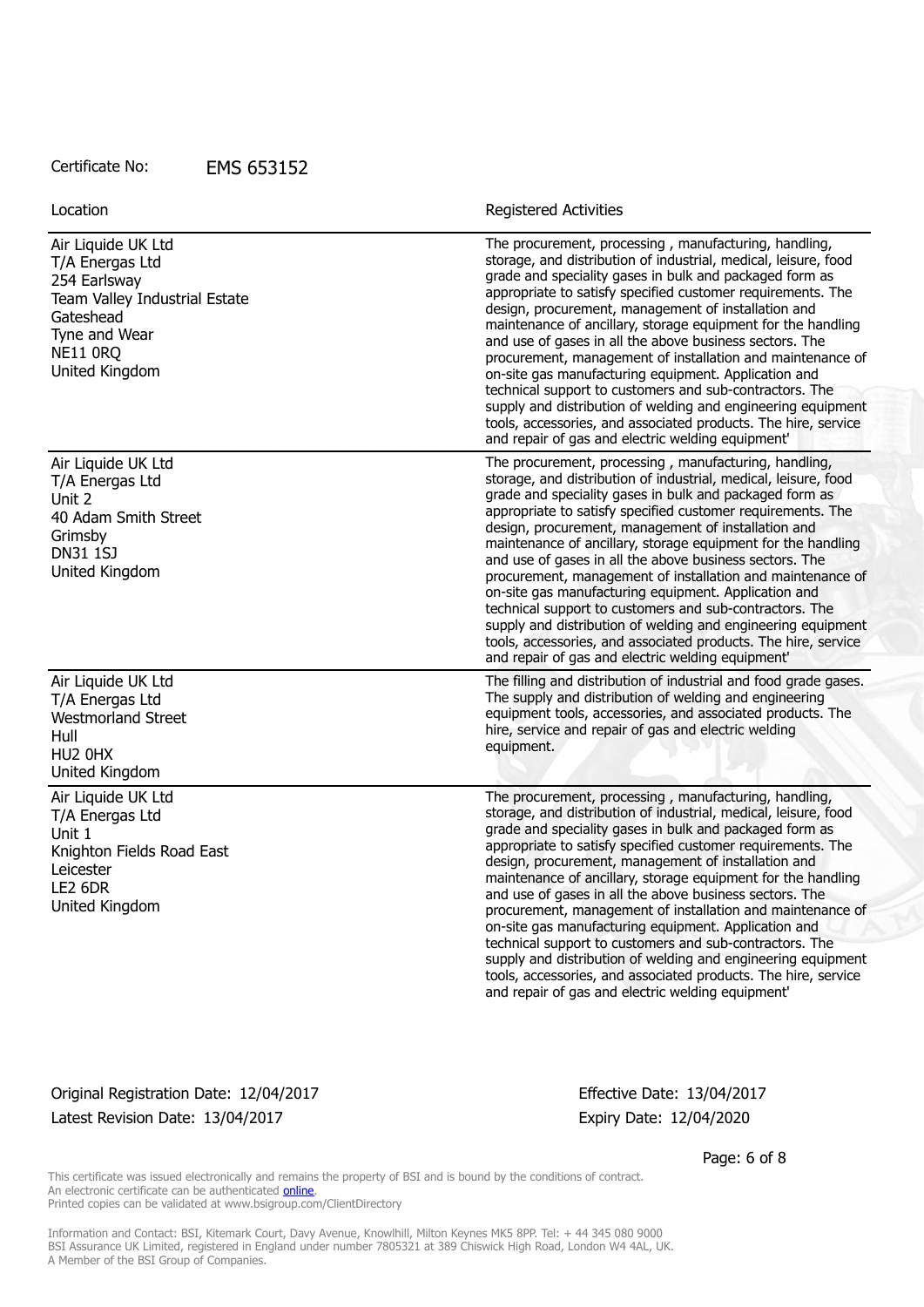Certificate No: EMS 653152

| Location | Registered Activities |
|---|---|
| Air Liquide UK Ltd<br>T/A Energas Ltd<br>254 Earlsway<br>Team Valley Industrial Estate<br>Gateshead<br>Tyne and Wear<br>NE11 0RQ<br>United Kingdom | The procurement, processing , manufacturing, handling, storage, and distribution of industrial, medical, leisure, food grade and speciality gases in bulk and packaged form as appropriate to satisfy specified customer requirements. The design, procurement, management of installation and maintenance of ancillary, storage equipment for the handling and use of gases in all the above business sectors. The procurement, management of installation and maintenance of on-site gas manufacturing equipment. Application and technical support to customers and sub-contractors. The supply and distribution of welding and engineering equipment tools, accessories, and associated products. The hire, service and repair of gas and electric welding equipment' |
| Air Liquide UK Ltd<br>T/A Energas Ltd<br>Unit 2<br>40 Adam Smith Street<br>Grimsby<br>DN31 1SJ<br>United Kingdom | The procurement, processing , manufacturing, handling, storage, and distribution of industrial, medical, leisure, food grade and speciality gases in bulk and packaged form as appropriate to satisfy specified customer requirements. The design, procurement, management of installation and maintenance of ancillary, storage equipment for the handling and use of gases in all the above business sectors. The procurement, management of installation and maintenance of on-site gas manufacturing equipment. Application and technical support to customers and sub-contractors. The supply and distribution of welding and engineering equipment tools, accessories, and associated products. The hire, service and repair of gas and electric welding equipment' |
| Air Liquide UK Ltd<br>T/A Energas Ltd<br>Westmorland Street<br>Hull<br>HU2 0HX<br>United Kingdom | The filling and distribution of industrial and food grade gases. The supply and distribution of welding and engineering equipment tools, accessories, and associated products. The hire, service and repair of gas and electric welding equipment. |
| Air Liquide UK Ltd<br>T/A Energas Ltd<br>Unit 1<br>Knighton Fields Road East<br>Leicester<br>LE2 6DR<br>United Kingdom | The procurement, processing , manufacturing, handling, storage, and distribution of industrial, medical, leisure, food grade and speciality gases in bulk and packaged form as appropriate to satisfy specified customer requirements. The design, procurement, management of installation and maintenance of ancillary, storage equipment for the handling and use of gases in all the above business sectors. The procurement, management of installation and maintenance of on-site gas manufacturing equipment. Application and technical support to customers and sub-contractors. The supply and distribution of welding and engineering equipment tools, accessories, and associated products. The hire, service and repair of gas and electric welding equipment' |

Original Registration Date: 12/04/2017

Latest Revision Date: 13/04/2017

Effective Date: 13/04/2017

Expiry Date: 12/04/2020

This certificate was issued electronically and remains the property of BSI and is bound by the conditions of contract.
An electronic certificate can be authenticated online.
Printed copies can be validated at www.bsigroup.com/ClientDirectory

Information and Contact: BSI, Kitemark Court, Davy Avenue, Knowlhill, Milton Keynes MK5 8PP. Tel: + 44 345 080 9000
BSI Assurance UK Limited, registered in England under number 7805321 at 389 Chiswick High Road, London W4 4AL, UK.
A Member of the BSI Group of Companies.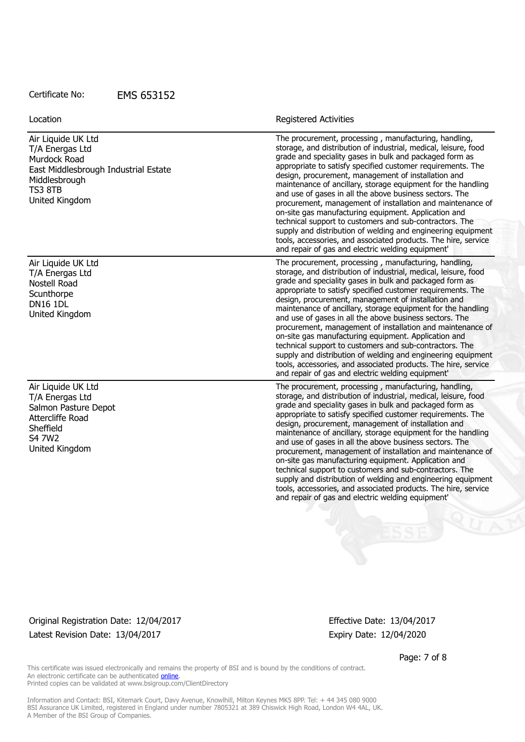Certificate No: EMS 653152

| Location | Registered Activities |
| --- | --- |
| Air Liquide UK Ltd<br>T/A Energas Ltd<br>Murdock Road<br>East Middlesbrough Industrial Estate<br>Middlesbrough<br>TS3 8TB<br>United Kingdom | The procurement, processing , manufacturing, handling, storage, and distribution of industrial, medical, leisure, food grade and speciality gases in bulk and packaged form as appropriate to satisfy specified customer requirements. The design, procurement, management of installation and maintenance of ancillary, storage equipment for the handling and use of gases in all the above business sectors. The procurement, management of installation and maintenance of on-site gas manufacturing equipment. Application and technical support to customers and sub-contractors. The supply and distribution of welding and engineering equipment tools, accessories, and associated products. The hire, service and repair of gas and electric welding equipment' |
| Air Liquide UK Ltd<br>T/A Energas Ltd<br>Nostell Road<br>Scunthorpe<br>DN16 1DL<br>United Kingdom | The procurement, processing , manufacturing, handling, storage, and distribution of industrial, medical, leisure, food grade and speciality gases in bulk and packaged form as appropriate to satisfy specified customer requirements. The design, procurement, management of installation and maintenance of ancillary, storage equipment for the handling and use of gases in all the above business sectors. The procurement, management of installation and maintenance of on-site gas manufacturing equipment. Application and technical support to customers and sub-contractors. The supply and distribution of welding and engineering equipment tools, accessories, and associated products. The hire, service and repair of gas and electric welding equipment' |
| Air Liquide UK Ltd<br>T/A Energas Ltd<br>Salmon Pasture Depot<br>Attercliffe Road<br>Sheffield<br>S4 7W2<br>United Kingdom | The procurement, processing , manufacturing, handling, storage, and distribution of industrial, medical, leisure, food grade and speciality gases in bulk and packaged form as appropriate to satisfy specified customer requirements. The design, procurement, management of installation and maintenance of ancillary, storage equipment for the handling and use of gases in all the above business sectors. The procurement, management of installation and maintenance of on-site gas manufacturing equipment. Application and technical support to customers and sub-contractors. The supply and distribution of welding and engineering equipment tools, accessories, and associated products. The hire, service and repair of gas and electric welding equipment' |

Original Registration Date: 12/04/2017
Latest Revision Date: 13/04/2017

Effective Date: 13/04/2017
Expiry Date: 12/04/2020

This certificate was issued electronically and remains the property of BSI and is bound by the conditions of contract.
An electronic certificate can be authenticated online.
Printed copies can be validated at www.bsigroup.com/ClientDirectory

Information and Contact: BSI, Kitemark Court, Davy Avenue, Knowlhill, Milton Keynes MK5 8PP. Tel: + 44 345 080 9000
BSI Assurance UK Limited, registered in England under number 7805321 at 389 Chiswick High Road, London W4 4AL, UK.
A Member of the BSI Group of Companies.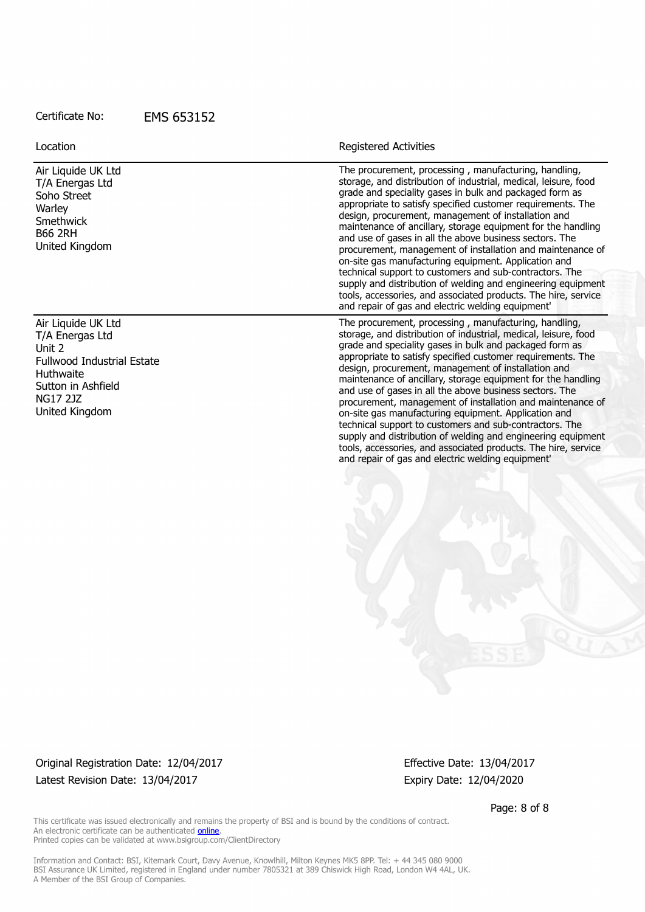Certificate No: EMS 653152

| Location | Registered Activities |
| --- | --- |
| Air Liquide UK Ltd<br>T/A Energas Ltd<br>Soho Street<br>Warley<br>Smethwick<br>B66 2RH<br>United Kingdom | The procurement, processing , manufacturing, handling, storage, and distribution of industrial, medical, leisure, food grade and speciality gases in bulk and packaged form as appropriate to satisfy specified customer requirements. The design, procurement, management of installation and maintenance of ancillary, storage equipment for the handling and use of gases in all the above business sectors. The procurement, management of installation and maintenance of on-site gas manufacturing equipment. Application and technical support to customers and sub-contractors. The supply and distribution of welding and engineering equipment tools, accessories, and associated products. The hire, service and repair of gas and electric welding equipment' |
| Air Liquide UK Ltd<br>T/A Energas Ltd<br>Unit 2<br>Fullwood Industrial Estate<br>Huthwaite<br>Sutton in Ashfield<br>NG17 2JZ<br>United Kingdom | The procurement, processing , manufacturing, handling, storage, and distribution of industrial, medical, leisure, food grade and speciality gases in bulk and packaged form as appropriate to satisfy specified customer requirements. The design, procurement, management of installation and maintenance of ancillary, storage equipment for the handling and use of gases in all the above business sectors. The procurement, management of installation and maintenance of on-site gas manufacturing equipment. Application and technical support to customers and sub-contractors. The supply and distribution of welding and engineering equipment tools, accessories, and associated products. The hire, service and repair of gas and electric welding equipment' |

Original Registration Date: 12/04/2017
Latest Revision Date: 13/04/2017

Effective Date: 13/04/2017
Expiry Date: 12/04/2020

This certificate was issued electronically and remains the property of BSI and is bound by the conditions of contract.
An electronic certificate can be authenticated online.
Printed copies can be validated at www.bsigroup.com/ClientDirectory

Information and Contact: BSI, Kitemark Court, Davy Avenue, Knowlhill, Milton Keynes MK5 8PP. Tel: + 44 345 080 9000
BSI Assurance UK Limited, registered in England under number 7805321 at 389 Chiswick High Road, London W4 4AL, UK.
A Member of the BSI Group of Companies.